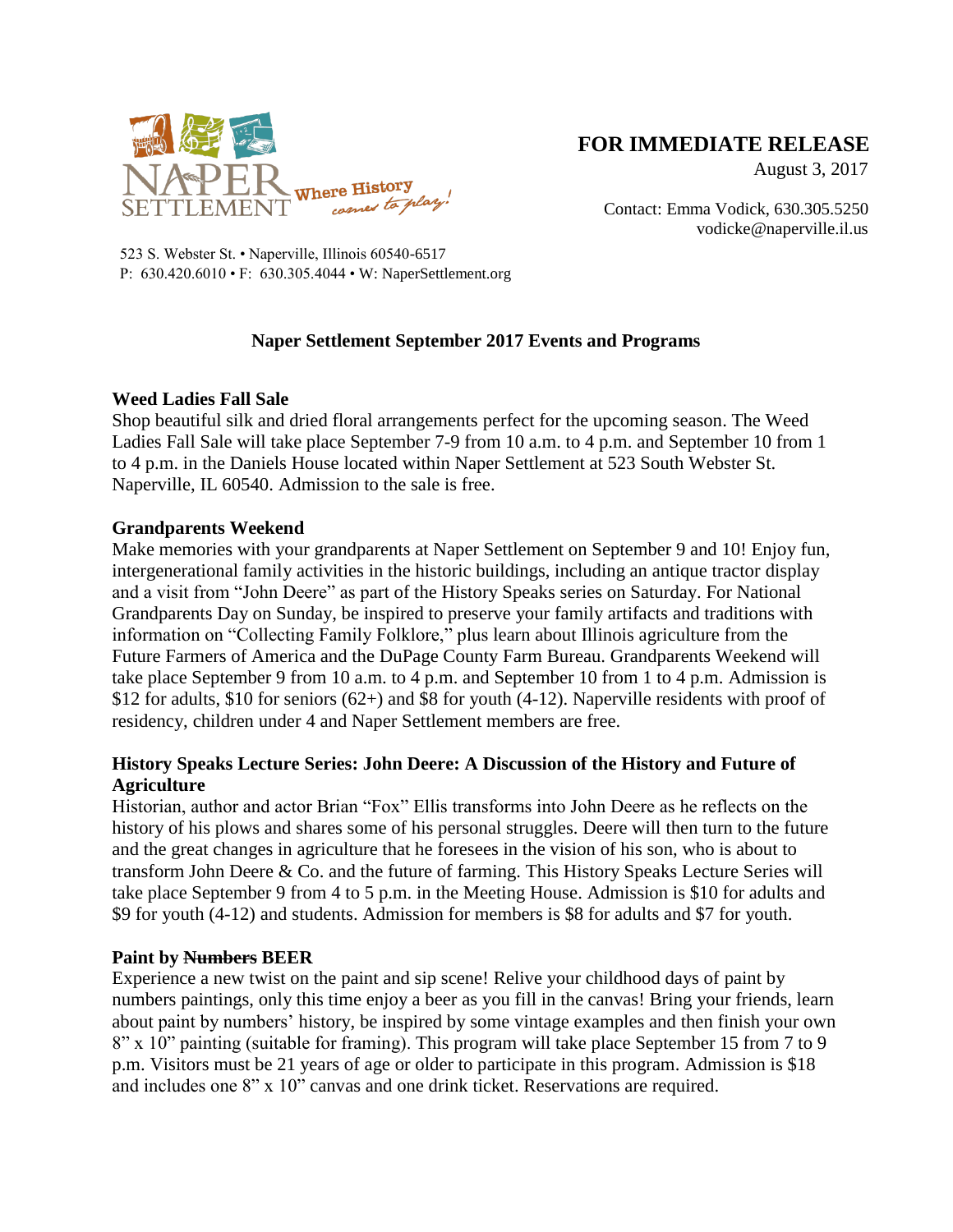NAPER SETTLEMENT Where History comes to play!

523 S. Webster St. • Naperville, Illinois 60540-6517
P: 630.420.6010 • F: 630.305.4044 • W: NaperSettlement.org

**FOR IMMEDIATE RELEASE**
August 3, 2017

Contact: Emma Vodick, 630.305.5250
vodicke@naperville.il.us

## Naper Settlement September 2017 Events and Programs

### Weed Ladies Fall Sale

Shop beautiful silk and dried floral arrangements perfect for the upcoming season. The Weed Ladies Fall Sale will take place September 7-9 from 10 a.m. to 4 p.m. and September 10 from 1 to 4 p.m. in the Daniels House located within Naper Settlement at 523 South Webster St. Naperville, IL 60540. Admission to the sale is free.

### Grandparents Weekend

Make memories with your grandparents at Naper Settlement on September 9 and 10! Enjoy fun, intergenerational family activities in the historic buildings, including an antique tractor display and a visit from "John Deere" as part of the History Speaks series on Saturday. For National Grandparents Day on Sunday, be inspired to preserve your family artifacts and traditions with information on "Collecting Family Folklore," plus learn about Illinois agriculture from the Future Farmers of America and the DuPage County Farm Bureau. Grandparents Weekend will take place September 9 from 10 a.m. to 4 p.m. and September 10 from 1 to 4 p.m. Admission is $12 for adults, $10 for seniors (62+) and $8 for youth (4-12). Naperville residents with proof of residency, children under 4 and Naper Settlement members are free.

### History Speaks Lecture Series: John Deere: A Discussion of the History and Future of Agriculture

Historian, author and actor Brian "Fox" Ellis transforms into John Deere as he reflects on the history of his plows and shares some of his personal struggles. Deere will then turn to the future and the great changes in agriculture that he foresees in the vision of his son, who is about to transform John Deere & Co. and the future of farming. This History Speaks Lecture Series will take place September 9 from 4 to 5 p.m. in the Meeting House. Admission is $10 for adults and $9 for youth (4-12) and students. Admission for members is $8 for adults and $7 for youth.

### Paint by ~~Numbers~~ BEER

Experience a new twist on the paint and sip scene! Relive your childhood days of paint by numbers paintings, only this time enjoy a beer as you fill in the canvas! Bring your friends, learn about paint by numbers' history, be inspired by some vintage examples and then finish your own 8" x 10" painting (suitable for framing). This program will take place September 15 from 7 to 9 p.m. Visitors must be 21 years of age or older to participate in this program. Admission is $18 and includes one 8" x 10" canvas and one drink ticket. Reservations are required.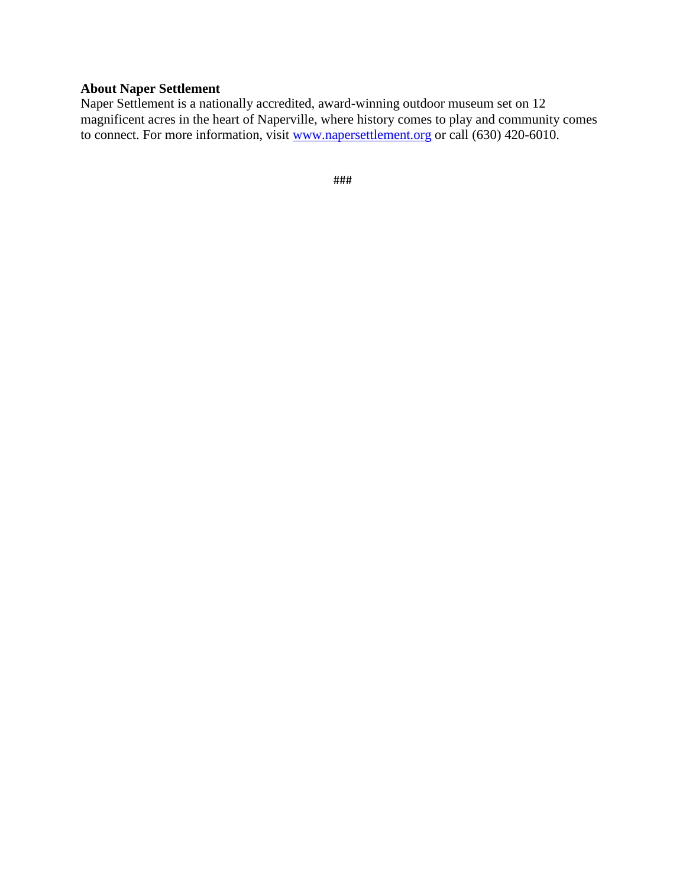**About Naper Settlement**
Naper Settlement is a nationally accredited, award-winning outdoor museum set on 12 magnificent acres in the heart of Naperville, where history comes to play and community comes to connect. For more information, visit www.napersettlement.org or call (630) 420-6010.

###